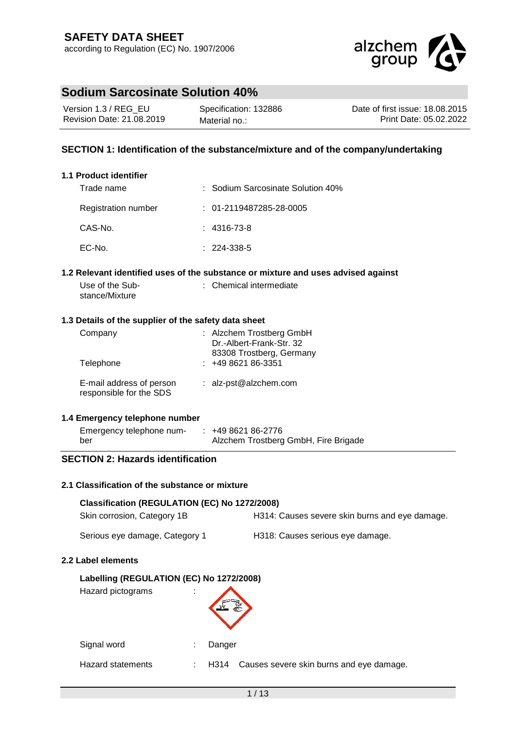# SAFETY DATA SHEET

according to Regulation (EC) No. 1907/2006

## Sodium Sarcosinate Solution 40%

| Version 1.3 / REG_EU | Specification: 132886 | Date of first issue: 18.08.2015 |
| --- | --- | --- |
| Revision Date: 21.08.2019 | Material no.: | Print Date: 05.02.2022 |

## SECTION 1: Identification of the substance/mixture and of the company/undertaking

### 1.1 Product identifier

| | |
| --- | --- |
| Trade name | : Sodium Sarcosinate Solution 40% |
| Registration number | : 01-2119487285-28-0005 |
| CAS-No. | : 4316-73-8 |
| EC-No. | : 224-338-5 |

### 1.2 Relevant identified uses of the substance or mixture and uses advised against

| | |
| --- | --- |
| Use of the Substance/Mixture | : Chemical intermediate |

### 1.3 Details of the supplier of the safety data sheet

| | |
| --- | --- |
| Company | : Alzchem Trostberg GmbH<br>Dr.-Albert-Frank-Str. 32<br>83308 Trostberg, Germany |
| Telephone | : +49 8621 86-3351 |
| E-mail address of person responsible for the SDS | : alz-pst@alzchem.com |

### 1.4 Emergency telephone number

| | |
| --- | --- |
| Emergency telephone number | : +49 8621 86-2776<br>Alzchem Trostberg GmbH, Fire Brigade |

## SECTION 2: Hazards identification

### 2.1 Classification of the substance or mixture

**Classification (REGULATION (EC) No 1272/2008)**

| | |
| --- | --- |
| Skin corrosion, Category 1B | H314: Causes severe skin burns and eye damage. |
| Serious eye damage, Category 1 | H318: Causes serious eye damage. |

### 2.2 Label elements

**Labelling (REGULATION (EC) No 1272/2008)**

Hazard pictograms :

Signal word : Danger

Hazard statements : H314 Causes severe skin burns and eye damage.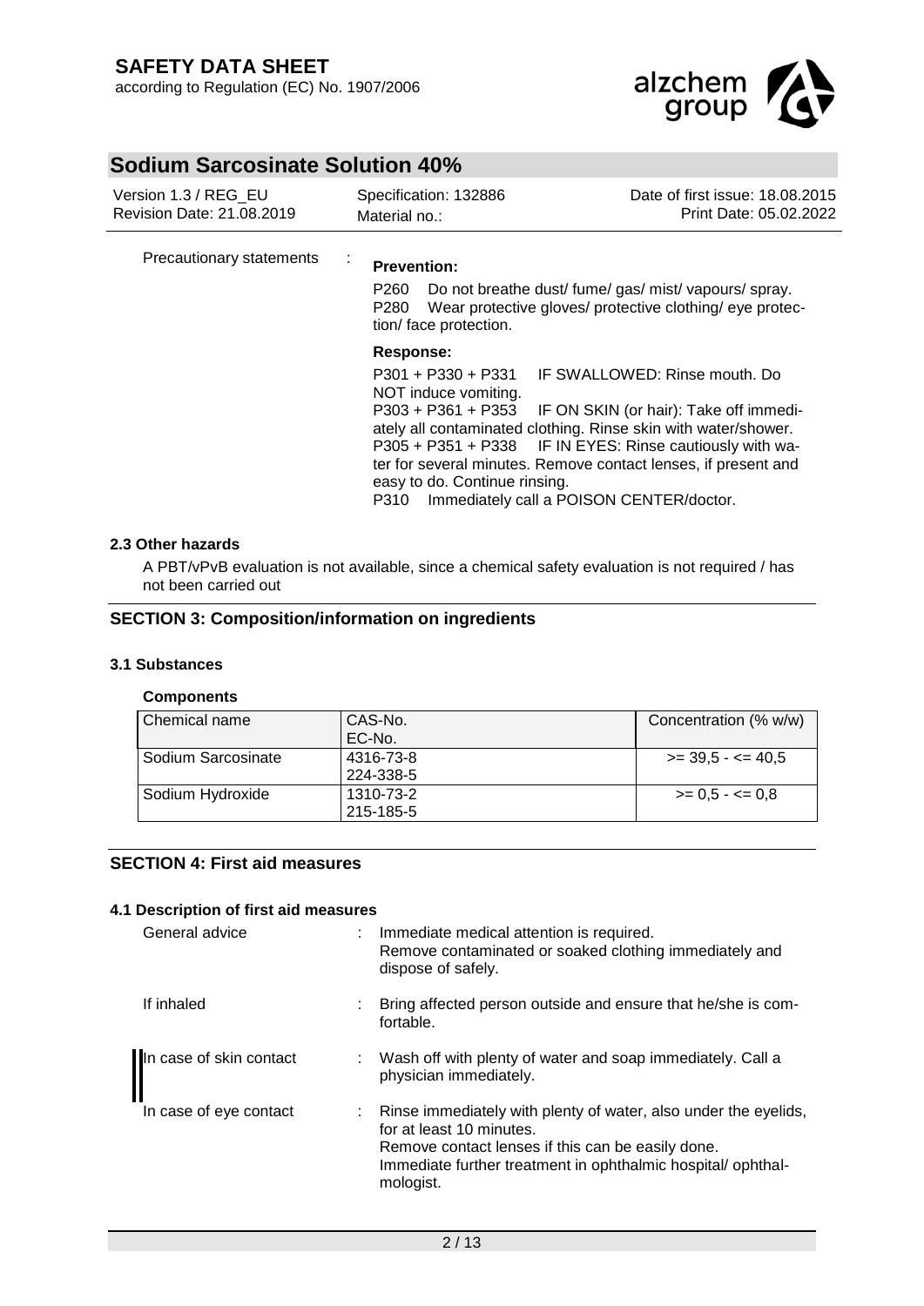Precautionary statements :

**Prevention:**

P260 Do not breathe dust/ fume/ gas/ mist/ vapours/ spray.
P280 Wear protective gloves/ protective clothing/ eye protection/ face protection.

**Response:**

P301 + P330 + P331 IF SWALLOWED: Rinse mouth. Do NOT induce vomiting.
P303 + P361 + P353 IF ON SKIN (or hair): Take off immediately all contaminated clothing. Rinse skin with water/shower.
P305 + P351 + P338 IF IN EYES: Rinse cautiously with water for several minutes. Remove contact lenses, if present and easy to do. Continue rinsing.
P310 Immediately call a POISON CENTER/doctor.

### 2.3 Other hazards

A PBT/vPvB evaluation is not available, since a chemical safety evaluation is not required / has not been carried out

## SECTION 3: Composition/information on ingredients

### 3.1 Substances

**Components**

| Chemical name | CAS-No.<br>EC-No. | Concentration (% w/w) |
|---|---|---|
| Sodium Sarcosinate | 4316-73-8<br>224-338-5 | >= 39,5 - <= 40,5 |
| Sodium Hydroxide | 1310-73-2<br>215-185-5 | >= 0,5 - <= 0,8 |

## SECTION 4: First aid measures

### 4.1 Description of first aid measures

General advice : Immediate medical attention is required.
Remove contaminated or soaked clothing immediately and dispose of safely.

If inhaled : Bring affected person outside and ensure that he/she is comfortable.

In case of skin contact : Wash off with plenty of water and soap immediately. Call a physician immediately.

In case of eye contact : Rinse immediately with plenty of water, also under the eyelids, for at least 10 minutes.
Remove contact lenses if this can be easily done.
Immediate further treatment in ophthalmic hospital/ ophthalmologist.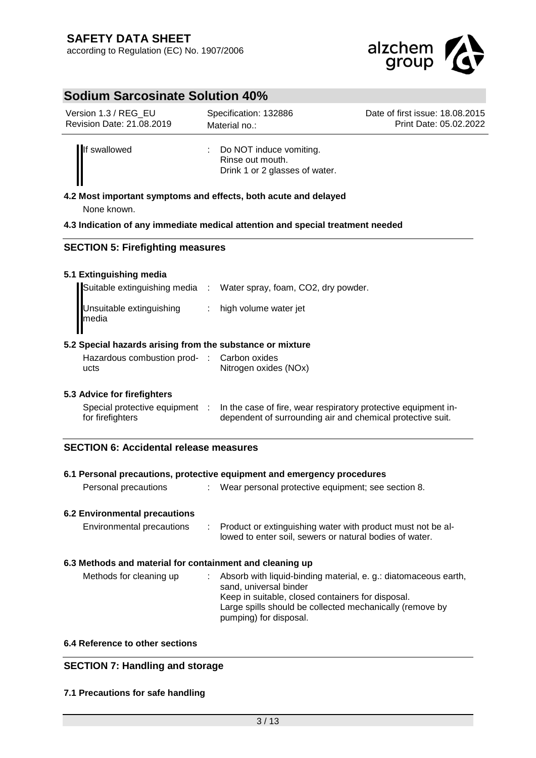| | | |
|---|---|---|
| If swallowed | : | Do NOT induce vomiting.<br>Rinse out mouth.<br>Drink 1 or 2 glasses of water. |

**4.2 Most important symptoms and effects, both acute and delayed**

None known.

**4.3 Indication of any immediate medical attention and special treatment needed**

## SECTION 5: Firefighting measures

**5.1 Extinguishing media**

| | | |
|---|---|---|
| Suitable extinguishing media | : | Water spray, foam, $CO_2$, dry powder. |
| Unsuitable extinguishing media | : | high volume water jet |

**5.2 Special hazards arising from the substance or mixture**

| | | |
|---|---|---|
| Hazardous combustion products | : | Carbon oxides<br>Nitrogen oxides (NOx) |

**5.3 Advice for firefighters**

| | | |
|---|---|---|
| Special protective equipment for firefighters | : | In the case of fire, wear respiratory protective equipment independent of surrounding air and chemical protective suit. |

## SECTION 6: Accidental release measures

**6.1 Personal precautions, protective equipment and emergency procedures**

| | | |
|---|---|---|
| Personal precautions | : | Wear personal protective equipment; see section 8. |

**6.2 Environmental precautions**

| | | |
|---|---|---|
| Environmental precautions | : | Product or extinguishing water with product must not be allowed to enter soil, sewers or natural bodies of water. |

**6.3 Methods and material for containment and cleaning up**

| | | |
|---|---|---|
| Methods for cleaning up | : | Absorb with liquid-binding material, e. g.: diatomaceous earth, sand, universal binder<br>Keep in suitable, closed containers for disposal.<br>Large spills should be collected mechanically (remove by pumping) for disposal. |

**6.4 Reference to other sections**

## SECTION 7: Handling and storage

**7.1 Precautions for safe handling**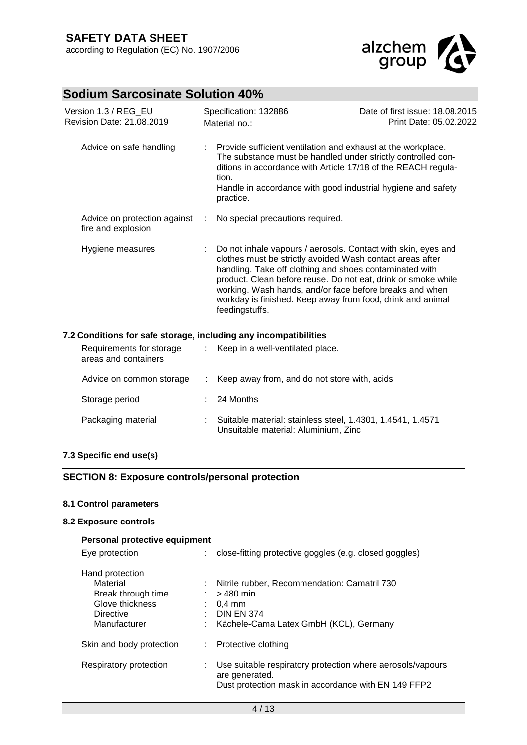| | | |
|---|---|---|
| Advice on safe handling | : | Provide sufficient ventilation and exhaust at the workplace. The substance must be handled under strictly controlled conditions in accordance with Article 17/18 of the REACH regulation. Handle in accordance with good industrial hygiene and safety practice. |
| Advice on protection against fire and explosion | : | No special precautions required. |
| Hygiene measures | : | Do not inhale vapours / aerosols. Contact with skin, eyes and clothes must be strictly avoided Wash contact areas after handling. Take off clothing and shoes contaminated with product. Clean before reuse. Do not eat, drink or smoke while working. Wash hands, and/or face before breaks and when workday is finished. Keep away from food, drink and animal feedingstuffs. |

### 7.2 Conditions for safe storage, including any incompatibilities

| | | |
|---|---|---|
| Requirements for storage areas and containers | : | Keep in a well-ventilated place. |
| Advice on common storage | : | Keep away from, and do not store with, acids |
| Storage period | : | 24 Months |
| Packaging material | : | Suitable material: stainless steel, 1.4301, 1.4541, 1.4571<br>Unsuitable material: Aluminium, Zinc |

### 7.3 Specific end use(s)

## SECTION 8: Exposure controls/personal protection

### 8.1 Control parameters

### 8.2 Exposure controls

**Personal protective equipment**

| | | |
|---|---|---|
| Eye protection | : | close-fitting protective goggles (e.g. closed goggles) |
| Hand protection | | |
| Material | : | Nitrile rubber, Recommendation: Camatril 730 |
| Break through time | : | > 480 min |
| Glove thickness | : | 0,4 mm |
| Directive | : | DIN EN 374 |
| Manufacturer | : | Kächele-Cama Latex GmbH (KCL), Germany |
| Skin and body protection | : | Protective clothing |
| Respiratory protection | : | Use suitable respiratory protection where aerosols/vapours are generated.<br>Dust protection mask in accordance with EN 149 FFP2 |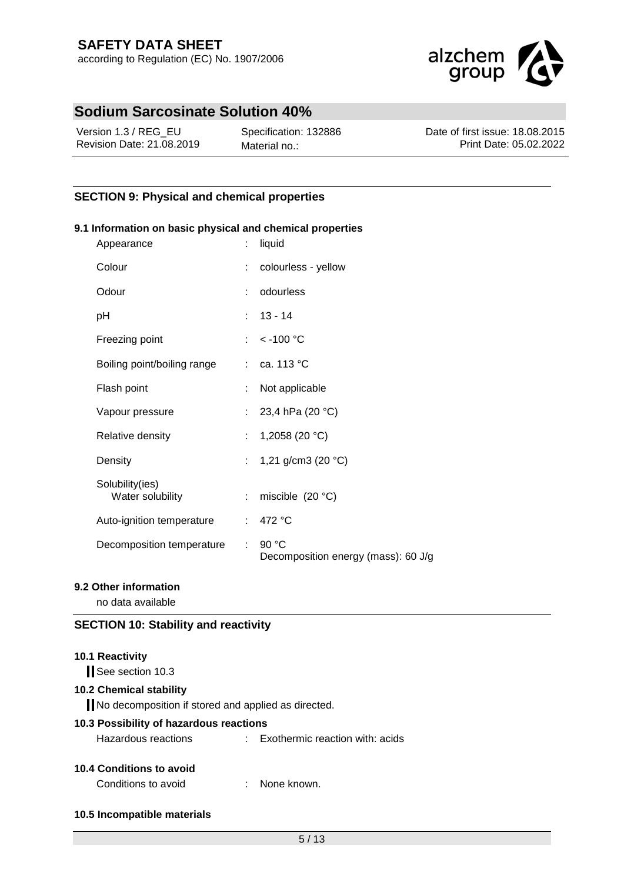## SECTION 9: Physical and chemical properties

### 9.1 Information on basic physical and chemical properties

| Property | | Value |
|---|---|---|
| Appearance | : | liquid |
| Colour | : | colourless - yellow |
| Odour | : | odourless |
| pH | : | 13 - 14 |
| Freezing point | : | < -100 °C |
| Boiling point/boiling range | : | ca. 113 °C |
| Flash point | : | Not applicable |
| Vapour pressure | : | 23,4 hPa (20 °C) |
| Relative density | : | 1,2058 (20 °C) |
| Density | : | 1,21 g/cm3 (20 °C) |
| Solubility(ies) Water solubility | : | miscible (20 °C) |
| Auto-ignition temperature | : | 472 °C |
| Decomposition temperature | : | 90 °C Decomposition energy (mass): 60 J/g |

### 9.2 Other information

no data available

## SECTION 10: Stability and reactivity

### 10.1 Reactivity

See section 10.3

### 10.2 Chemical stability

No decomposition if stored and applied as directed.

### 10.3 Possibility of hazardous reactions

Hazardous reactions : Exothermic reaction with: acids

### 10.4 Conditions to avoid

Conditions to avoid : None known.

### 10.5 Incompatible materials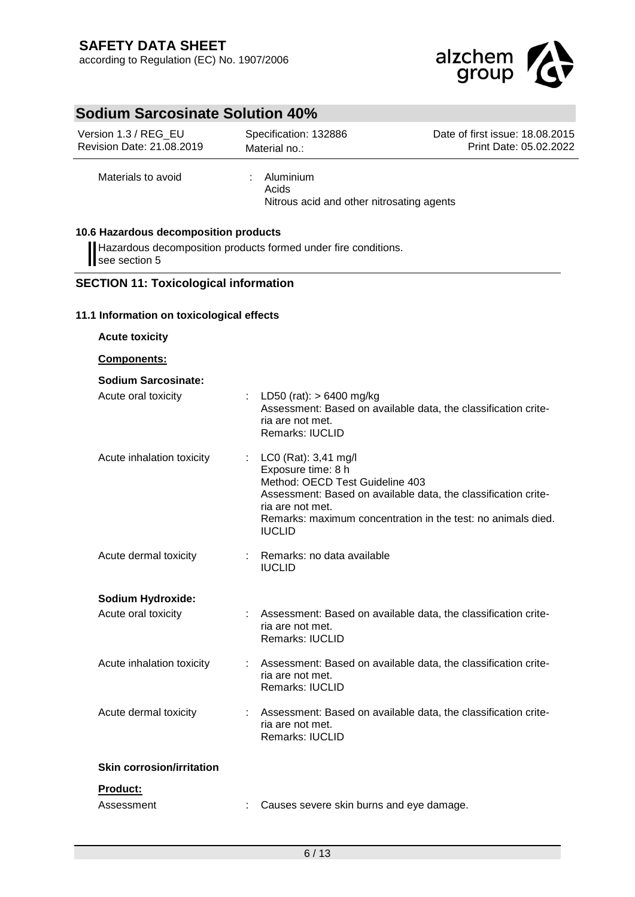Materials to avoid : Aluminium
Acids
Nitrous acid and other nitrosating agents

### 10.6 Hazardous decomposition products

Hazardous decomposition products formed under fire conditions.
see section 5

## SECTION 11: Toxicological information

### 11.1 Information on toxicological effects

**Acute toxicity**

**Components:**

**Sodium Sarcosinate:**

| | |
|---|---|
| Acute oral toxicity | : LD50 (rat): > 6400 mg/kg<br>Assessment: Based on available data, the classification criteria are not met.<br>Remarks: IUCLID |
| Acute inhalation toxicity | : LC0 (Rat): 3,41 mg/l<br>Exposure time: 8 h<br>Method: OECD Test Guideline 403<br>Assessment: Based on available data, the classification criteria are not met.<br>Remarks: maximum concentration in the test: no animals died.<br>IUCLID |
| Acute dermal toxicity | : Remarks: no data available<br>IUCLID |

**Sodium Hydroxide:**

| | |
|---|---|
| Acute oral toxicity | : Assessment: Based on available data, the classification criteria are not met.<br>Remarks: IUCLID |
| Acute inhalation toxicity | : Assessment: Based on available data, the classification criteria are not met.<br>Remarks: IUCLID |
| Acute dermal toxicity | : Assessment: Based on available data, the classification criteria are not met.<br>Remarks: IUCLID |

**Skin corrosion/irritation**

**Product:**

Assessment : Causes severe skin burns and eye damage.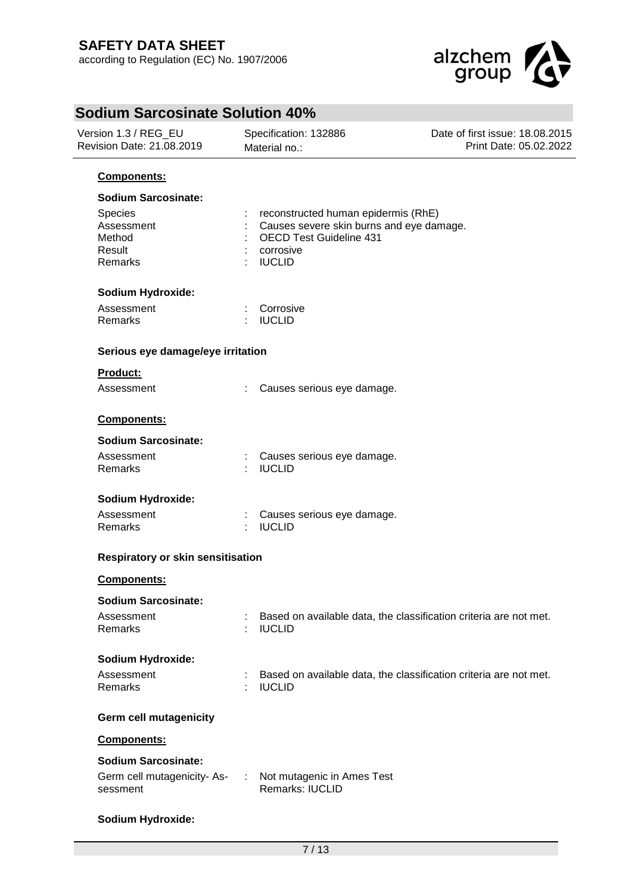**Components:**

**Sodium Sarcosinate:**

| | | |
|---|---|---|
| Species | : | reconstructed human epidermis (RhE) |
| Assessment | : | Causes severe skin burns and eye damage. |
| Method | : | OECD Test Guideline 431 |
| Result | : | corrosive |
| Remarks | : | IUCLID |

**Sodium Hydroxide:**

| | | |
|---|---|---|
| Assessment | : | Corrosive |
| Remarks | : | IUCLID |

**Serious eye damage/eye irritation**

**Product:**

| | | |
|---|---|---|
| Assessment | : | Causes serious eye damage. |

**Components:**

**Sodium Sarcosinate:**

| | | |
|---|---|---|
| Assessment | : | Causes serious eye damage. |
| Remarks | : | IUCLID |

**Sodium Hydroxide:**

| | | |
|---|---|---|
| Assessment | : | Causes serious eye damage. |
| Remarks | : | IUCLID |

**Respiratory or skin sensitisation**

**Components:**

**Sodium Sarcosinate:**

| | | |
|---|---|---|
| Assessment | : | Based on available data, the classification criteria are not met. |
| Remarks | : | IUCLID |

**Sodium Hydroxide:**

| | | |
|---|---|---|
| Assessment | : | Based on available data, the classification criteria are not met. |
| Remarks | : | IUCLID |

**Germ cell mutagenicity**

**Components:**

**Sodium Sarcosinate:**

| | | |
|---|---|---|
| Germ cell mutagenicity- Assessment | : | Not mutagenic in Ames Test<br>Remarks: IUCLID |

**Sodium Hydroxide:**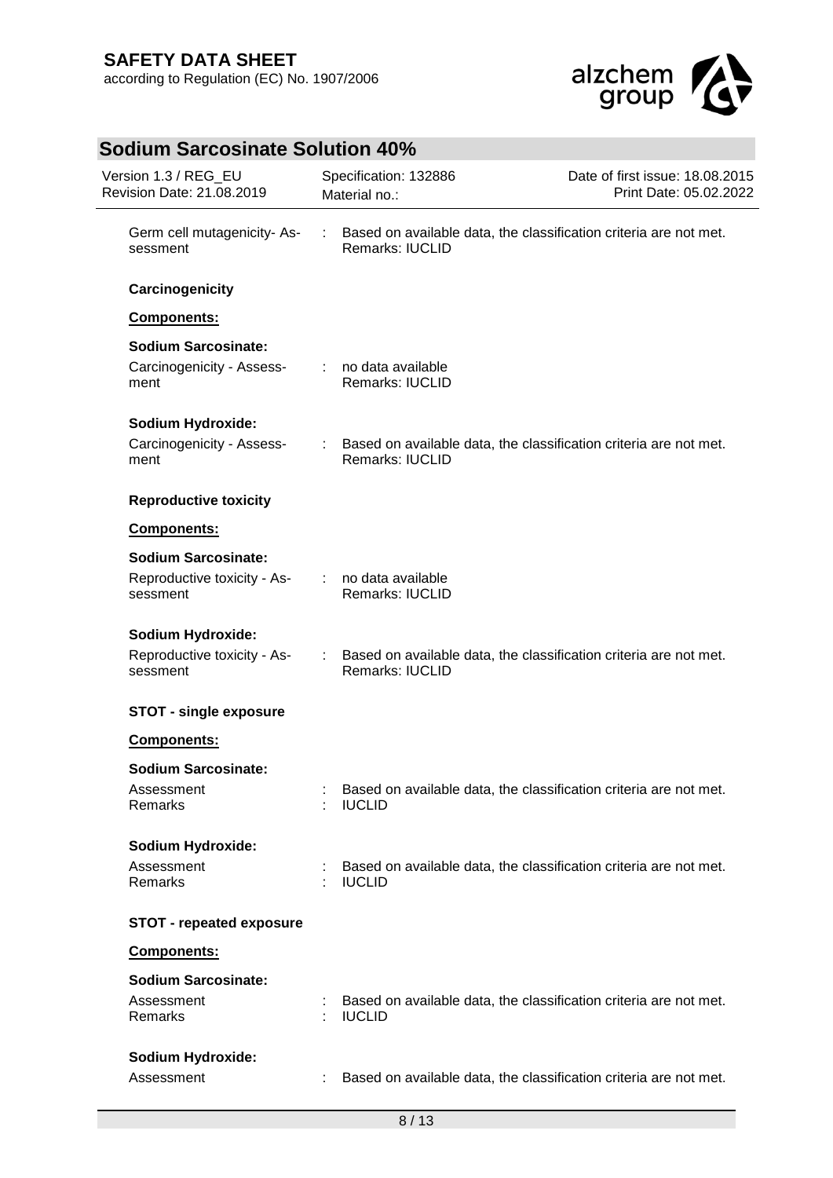Germ cell mutagenicity- Assessment : Based on available data, the classification criteria are not met.
Remarks: IUCLID

**Carcinogenicity**

**Components:**

**Sodium Sarcosinate:**

Carcinogenicity - Assessment : no data available
Remarks: IUCLID

**Sodium Hydroxide:**

Carcinogenicity - Assessment : Based on available data, the classification criteria are not met.
Remarks: IUCLID

**Reproductive toxicity**

**Components:**

**Sodium Sarcosinate:**

Reproductive toxicity - Assessment : no data available
Remarks: IUCLID

**Sodium Hydroxide:**

Reproductive toxicity - Assessment : Based on available data, the classification criteria are not met.
Remarks: IUCLID

**STOT - single exposure**

**Components:**

**Sodium Sarcosinate:**

Assessment : Based on available data, the classification criteria are not met.
Remarks : IUCLID

**Sodium Hydroxide:**

Assessment : Based on available data, the classification criteria are not met.
Remarks : IUCLID

**STOT - repeated exposure**

**Components:**

**Sodium Sarcosinate:**

Assessment : Based on available data, the classification criteria are not met.
Remarks : IUCLID

**Sodium Hydroxide:**

Assessment : Based on available data, the classification criteria are not met.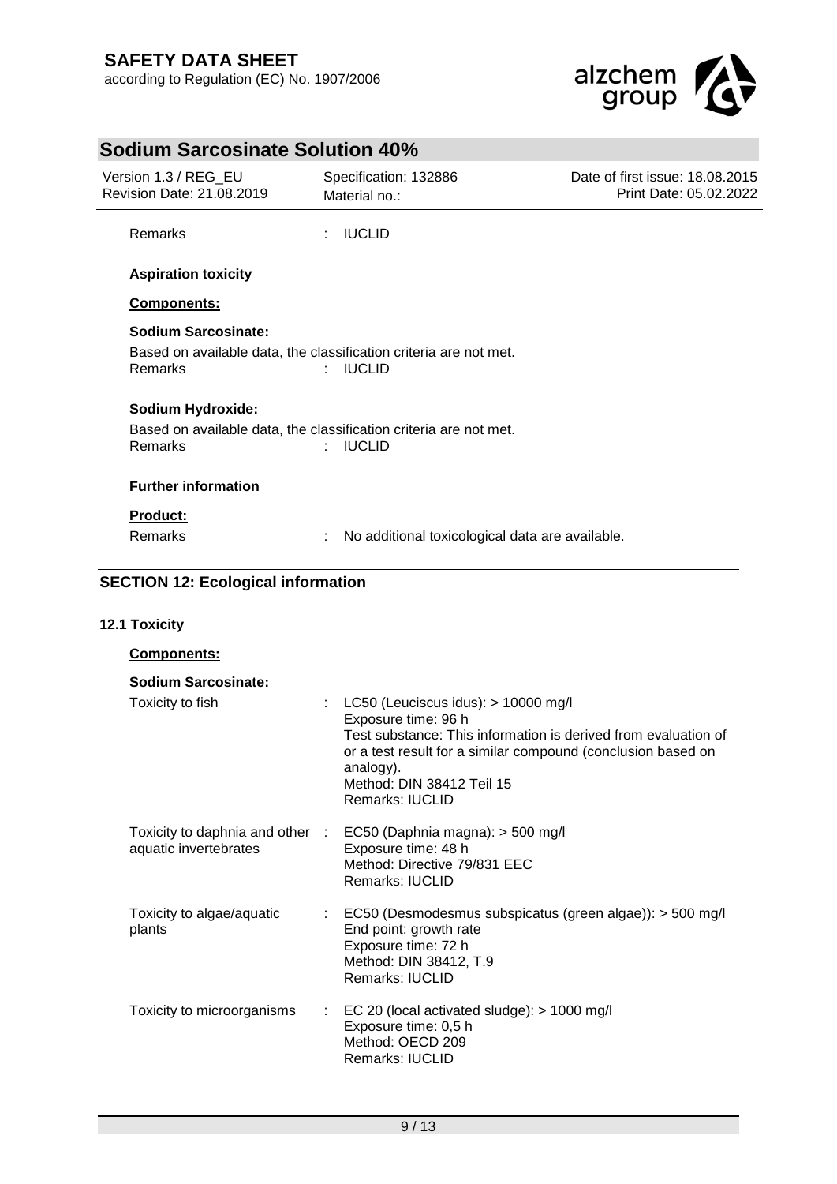Remarks : IUCLID

**Aspiration toxicity**

**Components:**

**Sodium Sarcosinate:**

Based on available data, the classification criteria are not met.
Remarks : IUCLID

**Sodium Hydroxide:**

Based on available data, the classification criteria are not met.
Remarks : IUCLID

**Further information**

**Product:**

Remarks : No additional toxicological data are available.

## SECTION 12: Ecological information

### 12.1 Toxicity

**Components:**

**Sodium Sarcosinate:**

Toxicity to fish : LC50 (Leuciscus idus): > 10000 mg/l
Exposure time: 96 h
Test substance: This information is derived from evaluation of or a test result for a similar compound (conclusion based on analogy).
Method: DIN 38412 Teil 15
Remarks: IUCLID

Toxicity to daphnia and other aquatic invertebrates : EC50 (Daphnia magna): > 500 mg/l
Exposure time: 48 h
Method: Directive 79/831 EEC
Remarks: IUCLID

Toxicity to algae/aquatic plants : EC50 (Desmodesmus subspicatus (green algae)): > 500 mg/l
End point: growth rate
Exposure time: 72 h
Method: DIN 38412, T.9
Remarks: IUCLID

Toxicity to microorganisms : EC 20 (local activated sludge): > 1000 mg/l
Exposure time: 0,5 h
Method: OECD 209
Remarks: IUCLID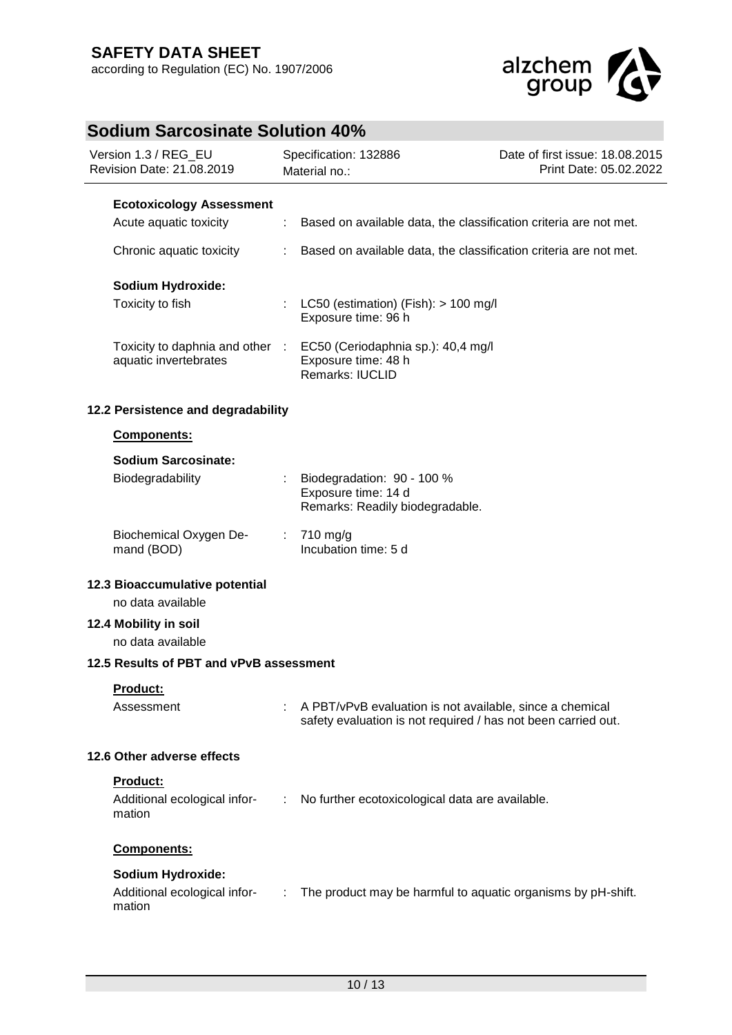**Ecotoxicology Assessment**

Acute aquatic toxicity : Based on available data, the classification criteria are not met.

Chronic aquatic toxicity : Based on available data, the classification criteria are not met.

**Sodium Hydroxide:**

Toxicity to fish : LC50 (estimation) (Fish): > 100 mg/l
Exposure time: 96 h

Toxicity to daphnia and other aquatic invertebrates : EC50 (Ceriodaphnia sp.): 40,4 mg/l
Exposure time: 48 h
Remarks: IUCLID

### 12.2 Persistence and degradability

**Components:**

**Sodium Sarcosinate:**

Biodegradability : Biodegradation: 90 - 100 %
Exposure time: 14 d
Remarks: Readily biodegradable.

Biochemical Oxygen Demand (BOD) : 710 mg/g
Incubation time: 5 d

### 12.3 Bioaccumulative potential

no data available

### 12.4 Mobility in soil

no data available

### 12.5 Results of PBT and vPvB assessment

**Product:**

Assessment : A PBT/vPvB evaluation is not available, since a chemical safety evaluation is not required / has not been carried out.

### 12.6 Other adverse effects

**Product:**

Additional ecological information : No further ecotoxicological data are available.

**Components:**

**Sodium Hydroxide:**

Additional ecological information : The product may be harmful to aquatic organisms by pH-shift.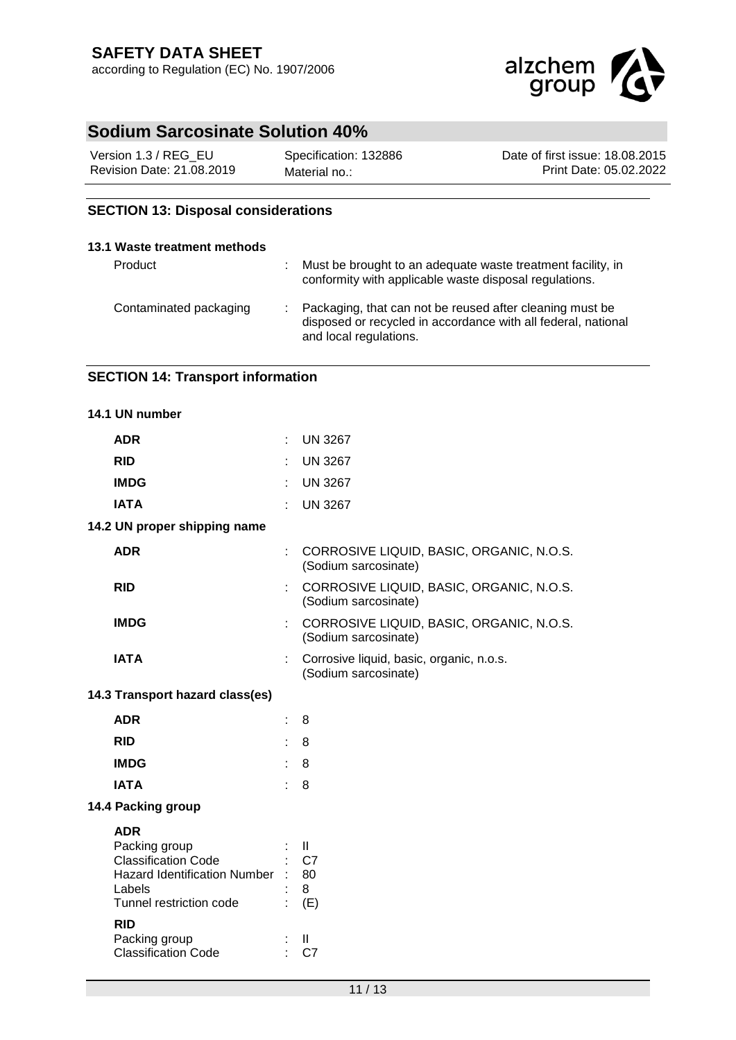## SECTION 13: Disposal considerations

### 13.1 Waste treatment methods

| | |
|---|---|
| Product | : Must be brought to an adequate waste treatment facility, in conformity with applicable waste disposal regulations. |
| Contaminated packaging | : Packaging, that can not be reused after cleaning must be disposed or recycled in accordance with all federal, national and local regulations. |

## SECTION 14: Transport information

### 14.1 UN number

| | |
|---|---|
| **ADR** | : UN 3267 |
| **RID** | : UN 3267 |
| **IMDG** | : UN 3267 |
| **IATA** | : UN 3267 |

### 14.2 UN proper shipping name

| | |
|---|---|
| **ADR** | : CORROSIVE LIQUID, BASIC, ORGANIC, N.O.S. (Sodium sarcosinate) |
| **RID** | : CORROSIVE LIQUID, BASIC, ORGANIC, N.O.S. (Sodium sarcosinate) |
| **IMDG** | : CORROSIVE LIQUID, BASIC, ORGANIC, N.O.S. (Sodium sarcosinate) |
| **IATA** | : Corrosive liquid, basic, organic, n.o.s. (Sodium sarcosinate) |

### 14.3 Transport hazard class(es)

| | |
|---|---|
| **ADR** | : 8 |
| **RID** | : 8 |
| **IMDG** | : 8 |
| **IATA** | : 8 |

### 14.4 Packing group

**ADR**

| | |
|---|---|
| Packing group | : II |
| Classification Code | : C7 |
| Hazard Identification Number | : 80 |
| Labels | : 8 |
| Tunnel restriction code | : (E) |

**RID**

| | |
|---|---|
| Packing group | : II |
| Classification Code | : C7 |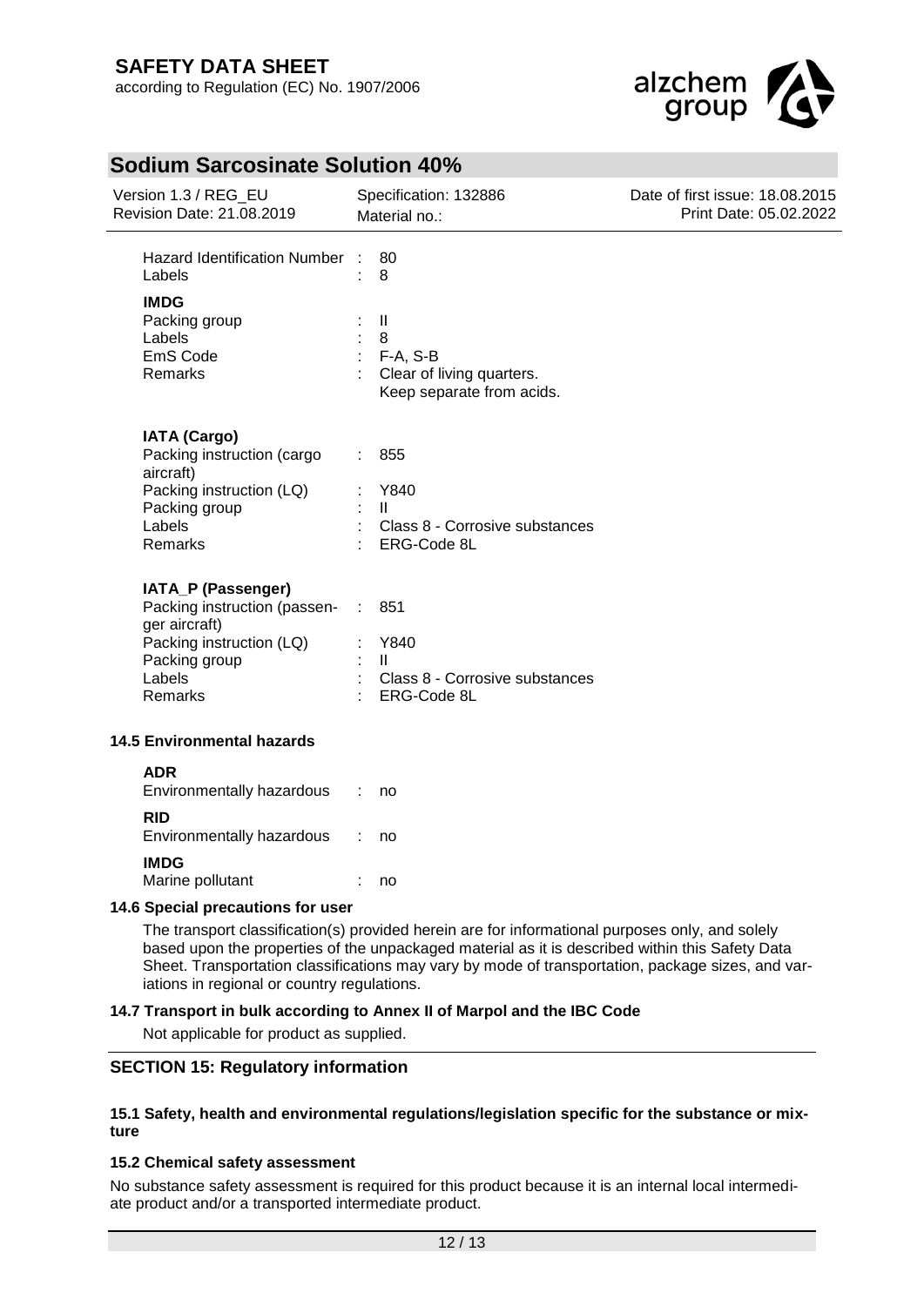| | | |
|---|---|---|
| Hazard Identification Number | : | 80 |
| Labels | : | 8 |

**IMDG**

| | | |
|---|---|---|
| Packing group | : | II |
| Labels | : | 8 |
| EmS Code | : | F-A, S-B |
| Remarks | : | Clear of living quarters. Keep separate from acids. |

**IATA (Cargo)**

| | | |
|---|---|---|
| Packing instruction (cargo aircraft) | : | 855 |
| Packing instruction (LQ) | : | Y840 |
| Packing group | : | II |
| Labels | : | Class 8 - Corrosive substances |
| Remarks | : | ERG-Code 8L |

**IATA_P (Passenger)**

| | | |
|---|---|---|
| Packing instruction (passenger aircraft) | : | 851 |
| Packing instruction (LQ) | : | Y840 |
| Packing group | : | II |
| Labels | : | Class 8 - Corrosive substances |
| Remarks | : | ERG-Code 8L |

### 14.5 Environmental hazards

**ADR**

Environmentally hazardous : no

**RID**

Environmentally hazardous : no

**IMDG**

Marine pollutant : no

### 14.6 Special precautions for user

The transport classification(s) provided herein are for informational purposes only, and solely based upon the properties of the unpackaged material as it is described within this Safety Data Sheet. Transportation classifications may vary by mode of transportation, package sizes, and variations in regional or country regulations.

### 14.7 Transport in bulk according to Annex II of Marpol and the IBC Code

Not applicable for product as supplied.

## SECTION 15: Regulatory information

### 15.1 Safety, health and environmental regulations/legislation specific for the substance or mixture

### 15.2 Chemical safety assessment

No substance safety assessment is required for this product because it is an internal local intermediate product and/or a transported intermediate product.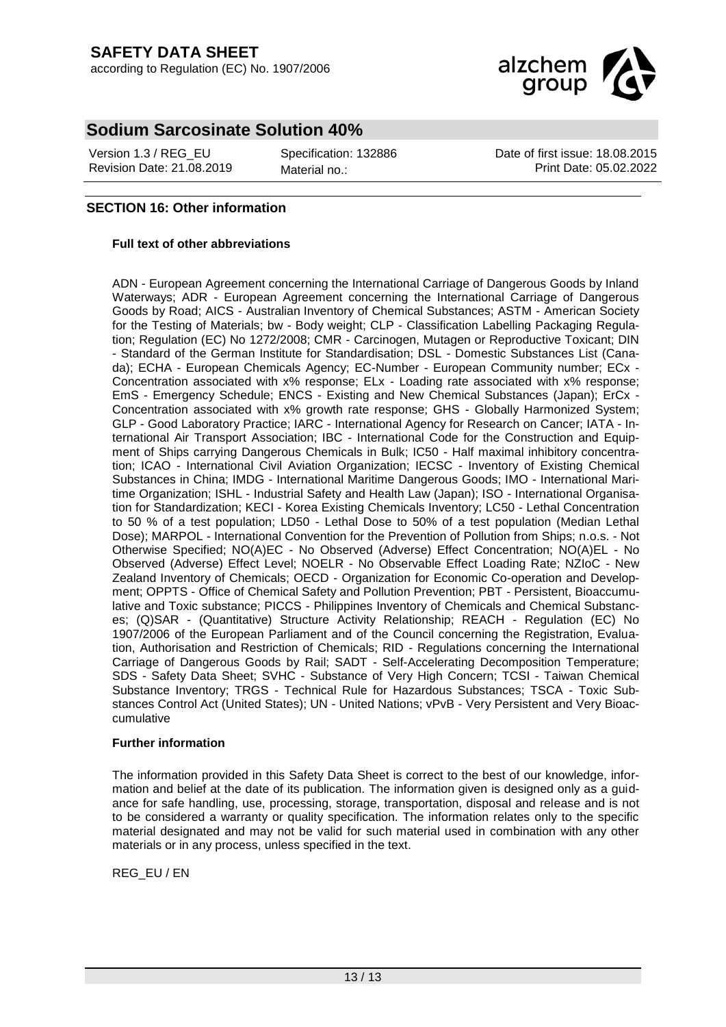## SECTION 16: Other information

**Full text of other abbreviations**

ADN - European Agreement concerning the International Carriage of Dangerous Goods by Inland Waterways; ADR - European Agreement concerning the International Carriage of Dangerous Goods by Road; AICS - Australian Inventory of Chemical Substances; ASTM - American Society for the Testing of Materials; bw - Body weight; CLP - Classification Labelling Packaging Regulation; Regulation (EC) No 1272/2008; CMR - Carcinogen, Mutagen or Reproductive Toxicant; DIN - Standard of the German Institute for Standardisation; DSL - Domestic Substances List (Canada); ECHA - European Chemicals Agency; EC-Number - European Community number; ECx - Concentration associated with x% response; ELx - Loading rate associated with x% response; EmS - Emergency Schedule; ENCS - Existing and New Chemical Substances (Japan); ErCx - Concentration associated with x% growth rate response; GHS - Globally Harmonized System; GLP - Good Laboratory Practice; IARC - International Agency for Research on Cancer; IATA - International Air Transport Association; IBC - International Code for the Construction and Equipment of Ships carrying Dangerous Chemicals in Bulk; IC50 - Half maximal inhibitory concentration; ICAO - International Civil Aviation Organization; IECSC - Inventory of Existing Chemical Substances in China; IMDG - International Maritime Dangerous Goods; IMO - International Maritime Organization; ISHL - Industrial Safety and Health Law (Japan); ISO - International Organisation for Standardization; KECI - Korea Existing Chemicals Inventory; LC50 - Lethal Concentration to 50 % of a test population; LD50 - Lethal Dose to 50% of a test population (Median Lethal Dose); MARPOL - International Convention for the Prevention of Pollution from Ships; n.o.s. - Not Otherwise Specified; NO(A)EC - No Observed (Adverse) Effect Concentration; NO(A)EL - No Observed (Adverse) Effect Level; NOELR - No Observable Effect Loading Rate; NZIoC - New Zealand Inventory of Chemicals; OECD - Organization for Economic Co-operation and Development; OPPTS - Office of Chemical Safety and Pollution Prevention; PBT - Persistent, Bioaccumulative and Toxic substance; PICCS - Philippines Inventory of Chemicals and Chemical Substances; (Q)SAR - (Quantitative) Structure Activity Relationship; REACH - Regulation (EC) No 1907/2006 of the European Parliament and of the Council concerning the Registration, Evaluation, Authorisation and Restriction of Chemicals; RID - Regulations concerning the International Carriage of Dangerous Goods by Rail; SADT - Self-Accelerating Decomposition Temperature; SDS - Safety Data Sheet; SVHC - Substance of Very High Concern; TCSI - Taiwan Chemical Substance Inventory; TRGS - Technical Rule for Hazardous Substances; TSCA - Toxic Substances Control Act (United States); UN - United Nations; vPvB - Very Persistent and Very Bioaccumulative

**Further information**

The information provided in this Safety Data Sheet is correct to the best of our knowledge, information and belief at the date of its publication. The information given is designed only as a guidance for safe handling, use, processing, storage, transportation, disposal and release and is not to be considered a warranty or quality specification. The information relates only to the specific material designated and may not be valid for such material used in combination with any other materials or in any process, unless specified in the text.

REG_EU / EN